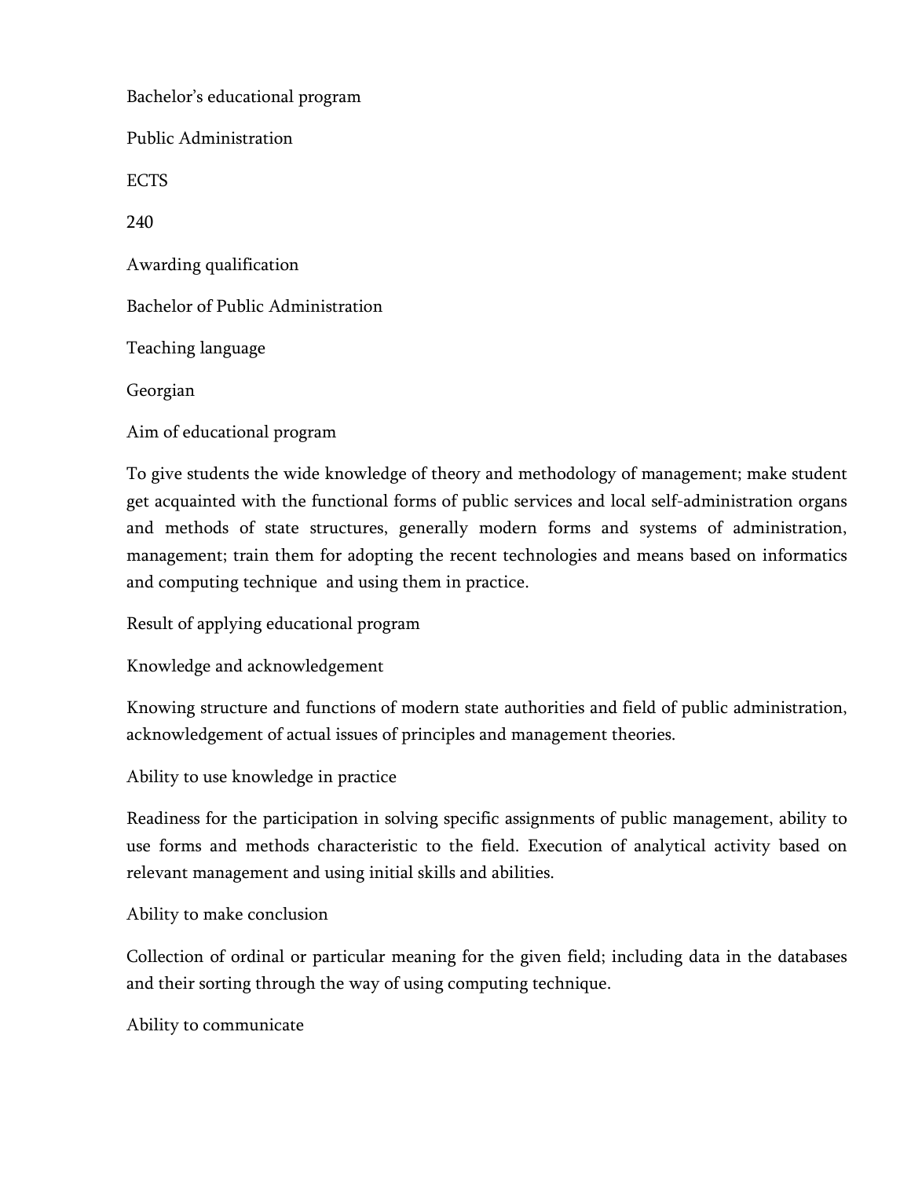Bachelor's educational program

Public Administration

ECTS

240

Awarding qualification

Bachelor of Public Administration

Teaching language

Georgian

Aim of educational program

To give students the wide knowledge of theory and methodology of management; make student get acquainted with the functional forms of public services and local self-administration organs and methods of state structures, generally modern forms and systems of administration, management; train them for adopting the recent technologies and means based on informatics and computing technique and using them in practice.

Result of applying educational program

Knowledge and acknowledgement

Knowing structure and functions of modern state authorities and field of public administration, acknowledgement of actual issues of principles and management theories.

Ability to use knowledge in practice

Readiness for the participation in solving specific assignments of public management, ability to use forms and methods characteristic to the field. Execution of analytical activity based on relevant management and using initial skills and abilities.

Ability to make conclusion

Collection of ordinal or particular meaning for the given field; including data in the databases and their sorting through the way of using computing technique.

Ability to communicate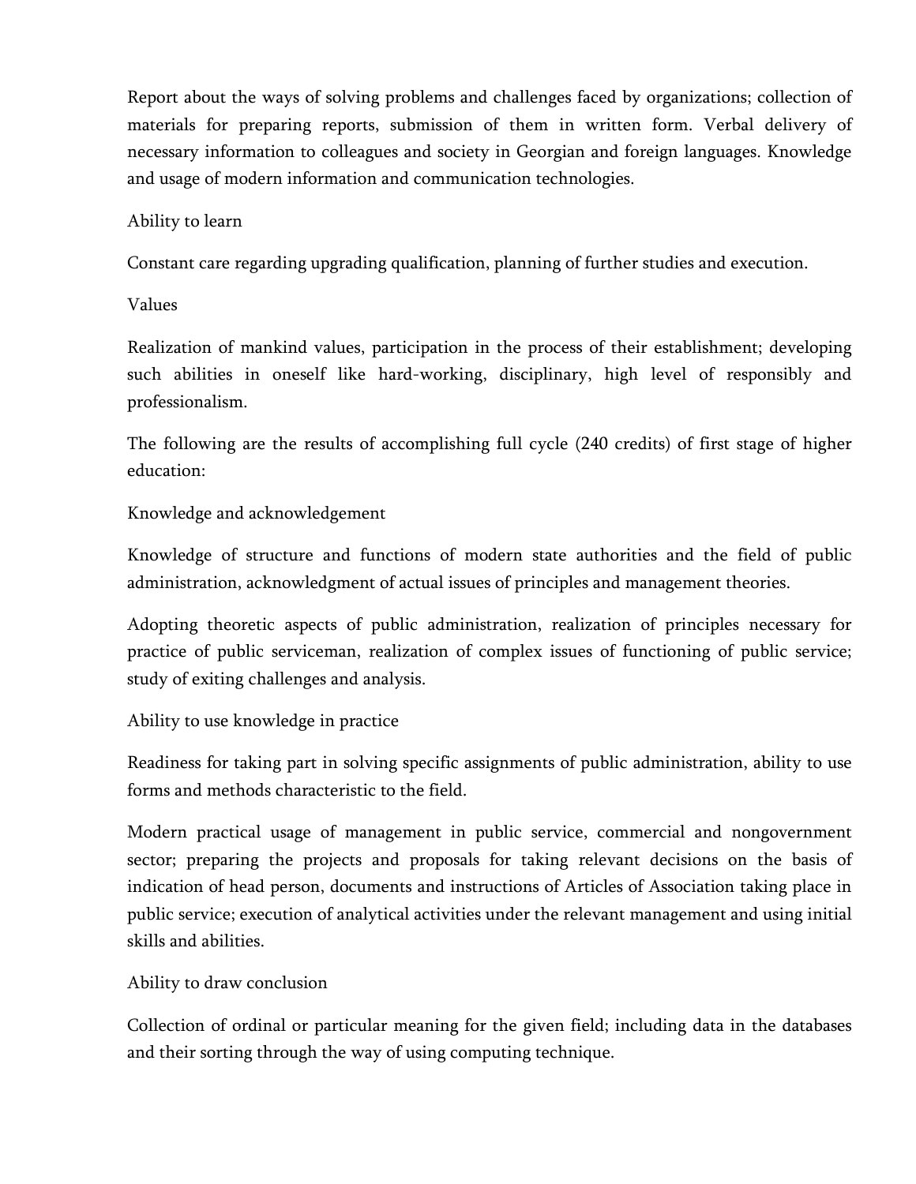Report about the ways of solving problems and challenges faced by organizations; collection of materials for preparing reports, submission of them in written form. Verbal delivery of necessary information to colleagues and society in Georgian and foreign languages. Knowledge and usage of modern information and communication technologies.

Ability to learn

Constant care regarding upgrading qualification, planning of further studies and execution.

Values

Realization of mankind values, participation in the process of their establishment; developing such abilities in oneself like hard-working, disciplinary, high level of responsibly and professionalism.

The following are the results of accomplishing full cycle (240 credits) of first stage of higher education:

Knowledge and acknowledgement

Knowledge of structure and functions of modern state authorities and the field of public administration, acknowledgment of actual issues of principles and management theories.

Adopting theoretic aspects of public administration, realization of principles necessary for practice of public serviceman, realization of complex issues of functioning of public service; study of exiting challenges and analysis.

Ability to use knowledge in practice

Readiness for taking part in solving specific assignments of public administration, ability to use forms and methods characteristic to the field.

Modern practical usage of management in public service, commercial and nongovernment sector; preparing the projects and proposals for taking relevant decisions on the basis of indication of head person, documents and instructions of Articles of Association taking place in public service; execution of analytical activities under the relevant management and using initial skills and abilities.

Ability to draw conclusion

Collection of ordinal or particular meaning for the given field; including data in the databases and their sorting through the way of using computing technique.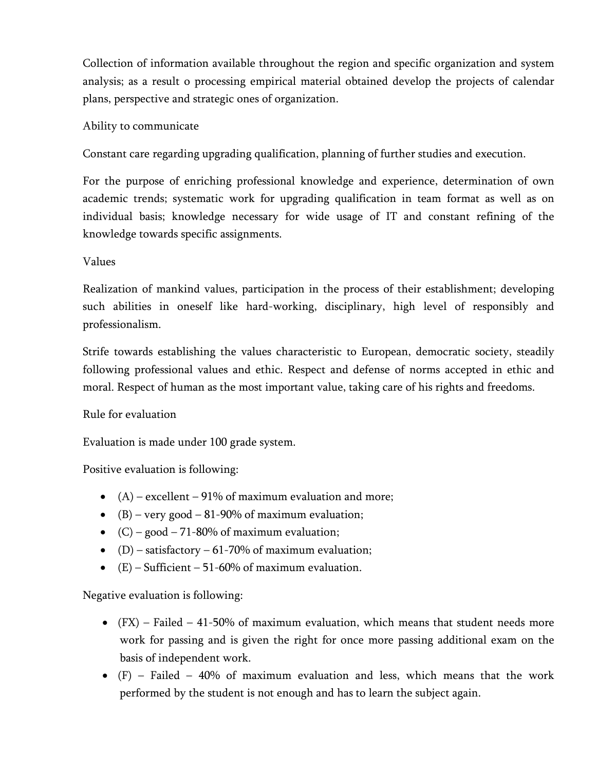Collection of information available throughout the region and specific organization and system analysis; as a result o processing empirical material obtained develop the projects of calendar plans, perspective and strategic ones of organization.

Ability to communicate

Constant care regarding upgrading qualification, planning of further studies and execution.

For the purpose of enriching professional knowledge and experience, determination of own academic trends; systematic work for upgrading qualification in team format as well as on individual basis; knowledge necessary for wide usage of IT and constant refining of the knowledge towards specific assignments.

Values

Realization of mankind values, participation in the process of their establishment; developing such abilities in oneself like hard-working, disciplinary, high level of responsibly and professionalism.

Strife towards establishing the values characteristic to European, democratic society, steadily following professional values and ethic. Respect and defense of norms accepted in ethic and moral. Respect of human as the most important value, taking care of his rights and freedoms.

Rule for evaluation

Evaluation is made under 100 grade system.

Positive evaluation is following:

- (A) – excellent – 91% of maximum evaluation and more;
- (B) – very good – 81-90% of maximum evaluation;
- (C) – good – 71-80% of maximum evaluation;
- (D) – satisfactory – 61-70% of maximum evaluation;
- (E) – Sufficient – 51-60% of maximum evaluation.

Negative evaluation is following:

- (FX) – Failed – 41-50% of maximum evaluation, which means that student needs more work for passing and is given the right for once more passing additional exam on the basis of independent work.
- (F) – Failed – 40% of maximum evaluation and less, which means that the work performed by the student is not enough and has to learn the subject again.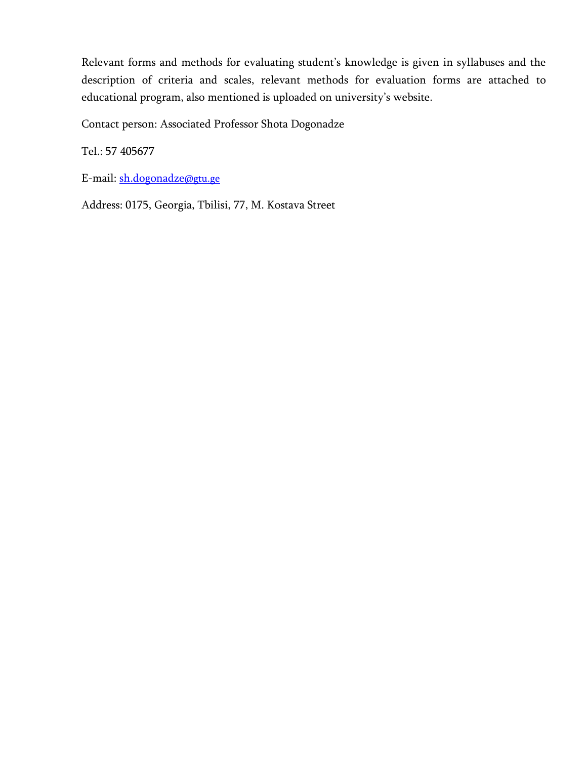Relevant forms and methods for evaluating student's knowledge is given in syllabuses and the description of criteria and scales, relevant methods for evaluation forms are attached to educational program, also mentioned is uploaded on university's website.

Contact person: Associated Professor Shota Dogonadze

Tel.: 57 405677

E-mail: sh.dogonadze@gtu.ge

Address: 0175, Georgia, Tbilisi, 77, M. Kostava Street